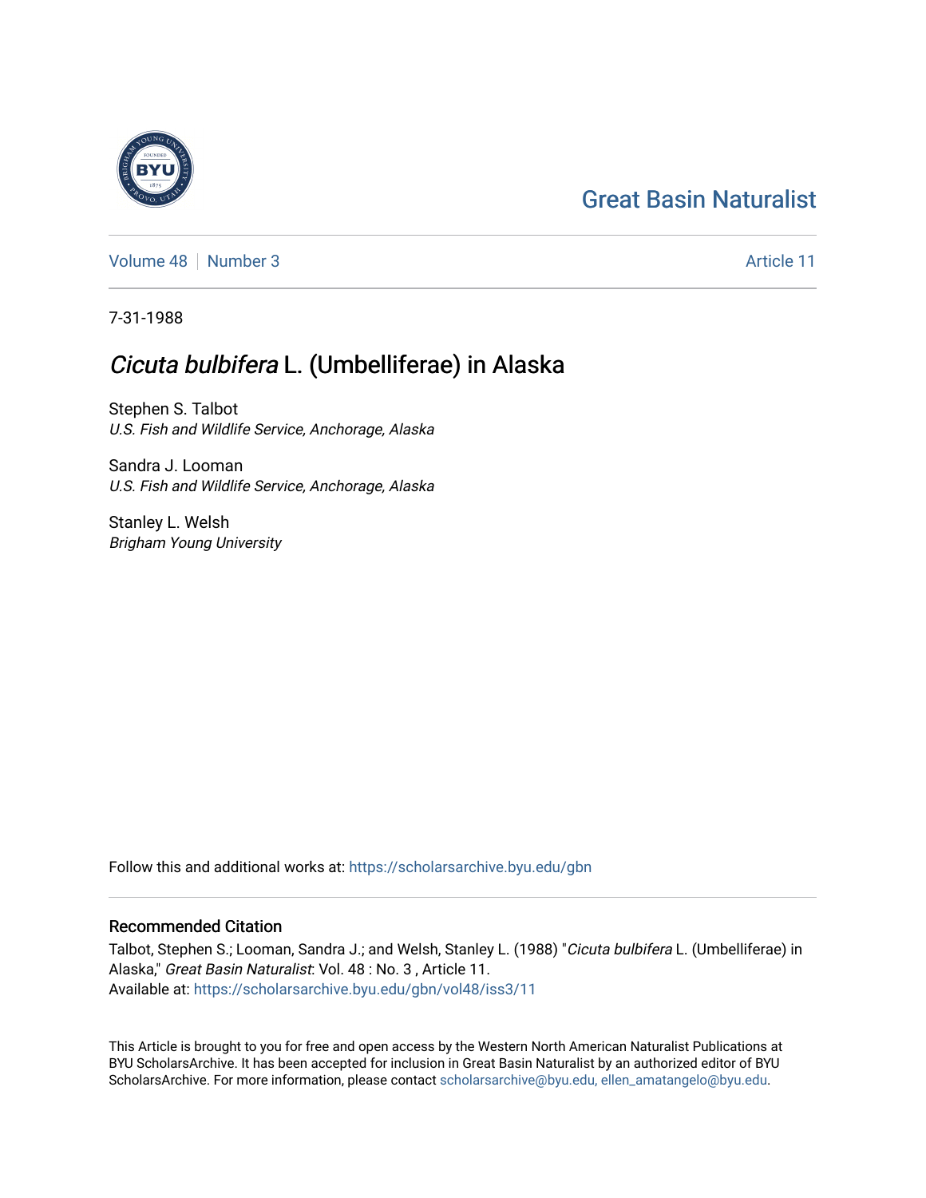Great Basin Naturalist

Volume 48 | Number 3 | Article 11

7-31-1988

# *Cicuta bulbifera* L. (Umbelliferae) in Alaska

Stephen S. Talbot
*U.S. Fish and Wildlife Service, Anchorage, Alaska*

Sandra J. Looman
*U.S. Fish and Wildlife Service, Anchorage, Alaska*

Stanley L. Welsh
*Brigham Young University*

Follow this and additional works at: https://scholarsarchive.byu.edu/gbn

## Recommended Citation

Talbot, Stephen S.; Looman, Sandra J.; and Welsh, Stanley L. (1988) "*Cicuta bulbifera* L. (Umbelliferae) in Alaska," *Great Basin Naturalist*: Vol. 48 : No. 3 , Article 11.
Available at: https://scholarsarchive.byu.edu/gbn/vol48/iss3/11

This Article is brought to you for free and open access by the Western North American Naturalist Publications at BYU ScholarsArchive. It has been accepted for inclusion in Great Basin Naturalist by an authorized editor of BYU ScholarsArchive. For more information, please contact scholarsarchive@byu.edu, ellen_amatangelo@byu.edu.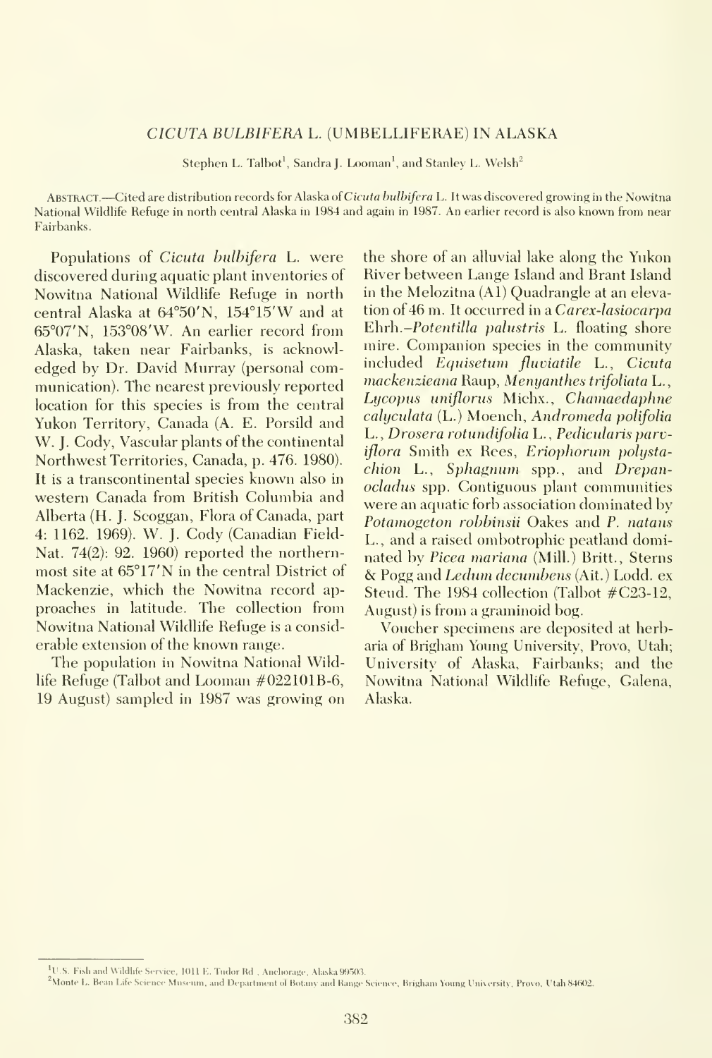# *CICUTA BULBIFERA* L. (UMBELLIFERAE) IN ALASKA

Stephen L. Talbot[1], Sandra J. Looman[1], and Stanley L. Welsh[2]

ABSTRACT.—Cited are distribution records for Alaska of *Cicuta bulbifera* L. It was discovered growing in the Nowitna National Wildlife Refuge in north central Alaska in 1984 and again in 1987. An earlier record is also known from near Fairbanks.

Populations of *Cicuta bulbifera* L. were discovered during aquatic plant inventories of Nowitna National Wildlife Refuge in north central Alaska at 64°50′N, 154°15′W and at 65°07′N, 153°08′W. An earlier record from Alaska, taken near Fairbanks, is acknowledged by Dr. David Murray (personal communication). The nearest previously reported location for this species is from the central Yukon Territory, Canada (A. E. Porsild and W. J. Cody, Vascular plants of the continental Northwest Territories, Canada, p. 476. 1980). It is a transcontinental species known also in western Canada from British Columbia and Alberta (H. J. Scoggan, Flora of Canada, part 4: 1162. 1969). W. J. Cody (Canadian Field-Nat. 74(2): 92. 1960) reported the northernmost site at 65°17′N in the central District of Mackenzie, which the Nowitna record approaches in latitude. The collection from Nowitna National Wildlife Refuge is a considerable extension of the known range.

The population in Nowitna National Wildlife Refuge (Talbot and Looman #022101B-6, 19 August) sampled in 1987 was growing on the shore of an alluvial lake along the Yukon River between Lange Island and Brant Island in the Melozitna (A1) Quadrangle at an elevation of 46 m. It occurred in a *Carex-lasiocarpa* Ehrh.–*Potentilla palustris* L. floating shore mire. Companion species in the community included *Equisetum fluviatile* L., *Cicuta mackenzieana* Raup, *Menyanthes trifoliata* L., *Lycopus uniflorus* Michx., *Chamaedaphne calyculata* (L.) Moench, *Andromeda polifolia* L., *Drosera rotundifolia* L., *Pedicularis parviflora* Smith ex Rees, *Eriophorum polystachion* L., *Sphagnum* spp., and *Drepanocladus* spp. Contiguous plant communities were an aquatic forb association dominated by *Potamogeton robbinsii* Oakes and *P. natans* L., and a raised ombotrophic peatland dominated by *Picea mariana* (Mill.) Britt., Sterns & Pogg and *Ledum decumbens* (Ait.) Lodd. ex Steud. The 1984 collection (Talbot #C23-12, August) is from a graminoid bog.

Voucher specimens are deposited at herbaria of Brigham Young University, Provo, Utah; University of Alaska, Fairbanks; and the Nowitna National Wildlife Refuge, Galena, Alaska.

[1] U.S. Fish and Wildlife Service, 1011 E. Tudor Rd., Anchorage, Alaska 99503.

[2] Monte L. Bean Life Science Museum, and Department of Botany and Range Science, Brigham Young University, Provo, Utah 84602.